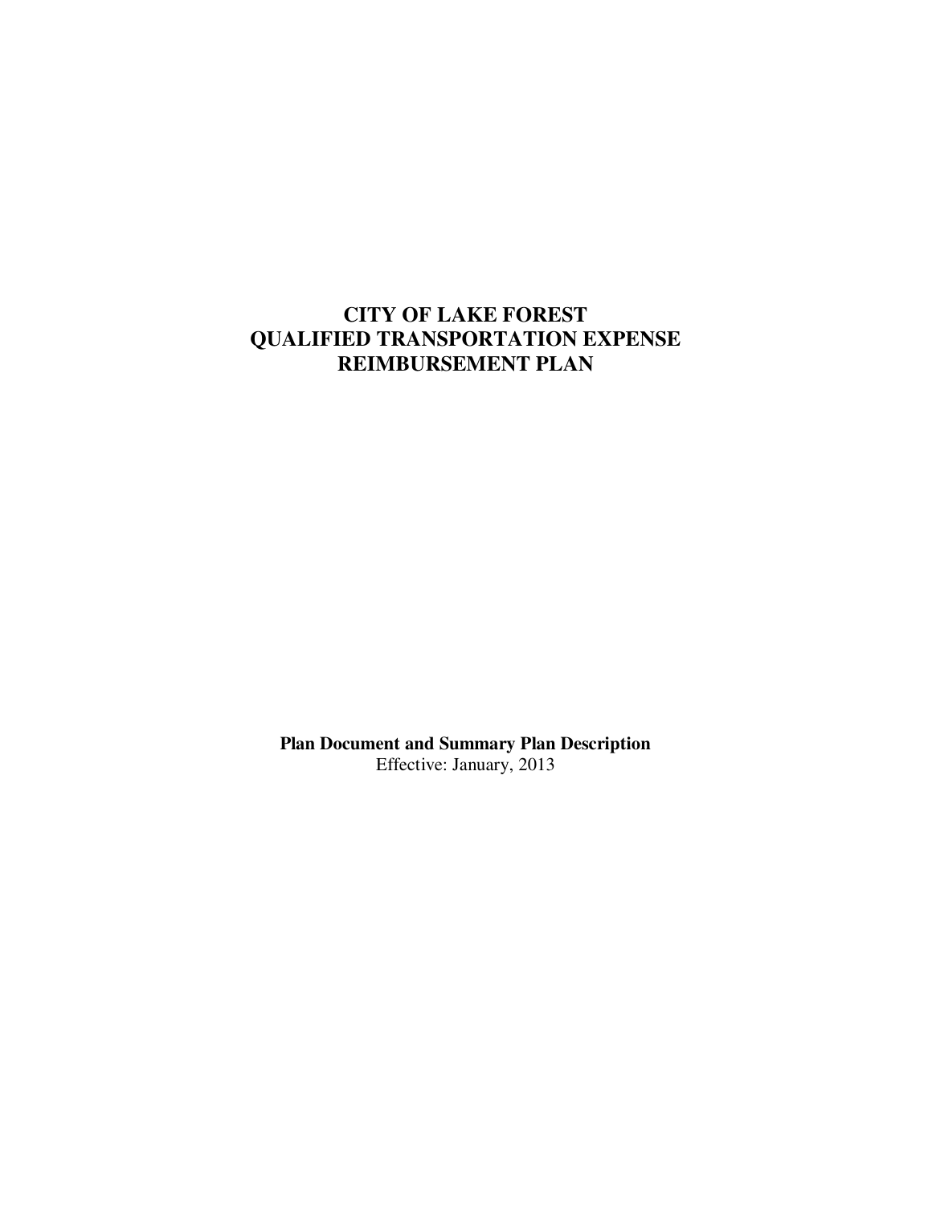# CITY OF LAKE FOREST
# QUALIFIED TRANSPORTATION EXPENSE
# REIMBURSEMENT PLAN

**Plan Document and Summary Plan Description**

Effective: January, 2013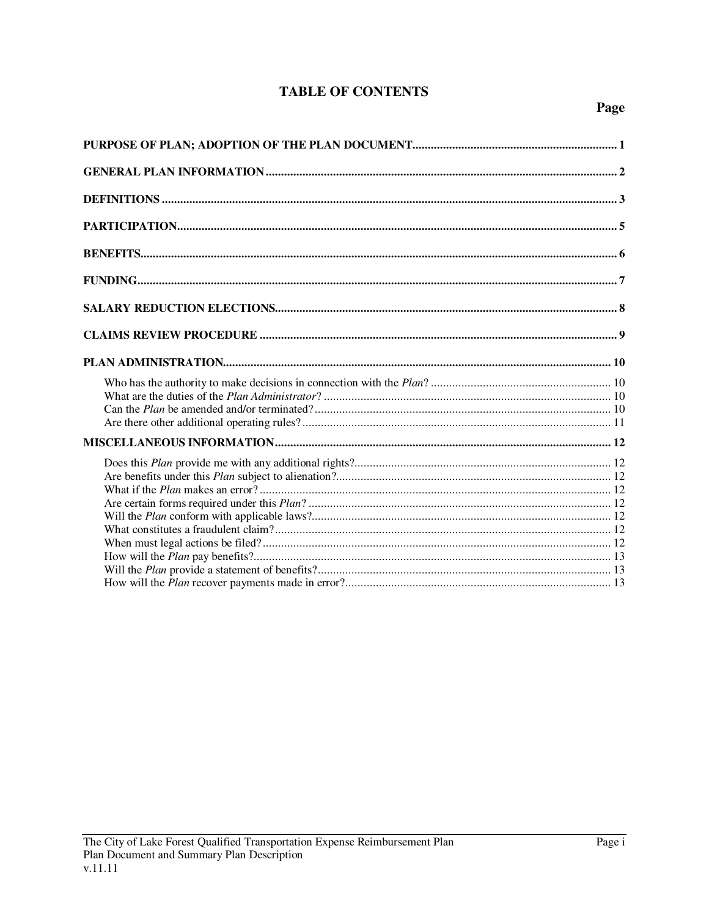# TABLE OF CONTENTS

**Page**

**PURPOSE OF PLAN; ADOPTION OF THE PLAN DOCUMENT** .......... 1

**GENERAL PLAN INFORMATION** .......... 2

**DEFINITIONS** .......... 3

**PARTICIPATION** .......... 5

**BENEFITS** .......... 6

**FUNDING** .......... 7

**SALARY REDUCTION ELECTIONS** .......... 8

**CLAIMS REVIEW PROCEDURE** .......... 9

**PLAN ADMINISTRATION** .......... 10

- Who has the authority to make decisions in connection with the *Plan*? .......... 10
- What are the duties of the *Plan Administrator*? .......... 10
- Can the *Plan* be amended and/or terminated? .......... 10
- Are there other additional operating rules? .......... 11

**MISCELLANEOUS INFORMATION** .......... 12

- Does this *Plan* provide me with any additional rights? .......... 12
- Are benefits under this *Plan* subject to alienation? .......... 12
- What if the *Plan* makes an error? .......... 12
- Are certain forms required under this *Plan*? .......... 12
- Will the *Plan* conform with applicable laws? .......... 12
- What constitutes a fraudulent claim? .......... 12
- When must legal actions be filed? .......... 12
- How will the *Plan* pay benefits? .......... 13
- Will the *Plan* provide a statement of benefits? .......... 13
- How will the *Plan* recover payments made in error? .......... 13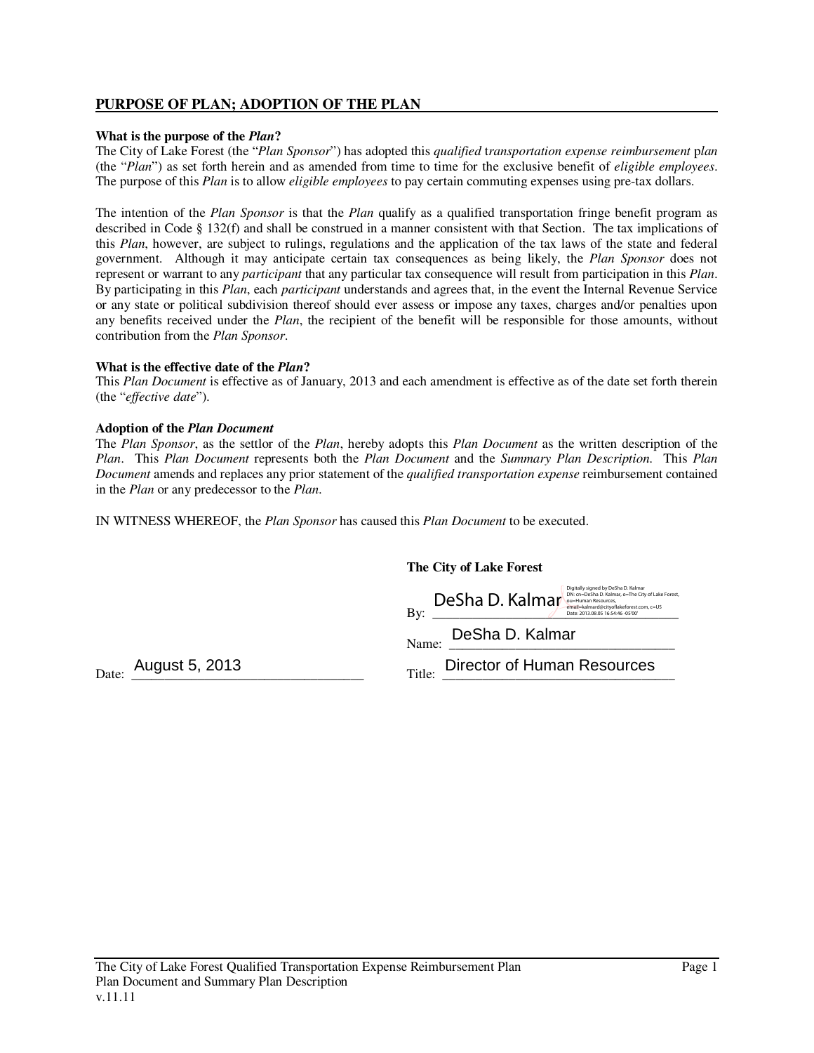## PURPOSE OF PLAN; ADOPTION OF THE PLAN

**What is the purpose of the *Plan*?**

The City of Lake Forest (the "*Plan Sponsor*") has adopted this *qualified* t*ransportation expense reimbursement* p*lan* (the "*Plan*") as set forth herein and as amended from time to time for the exclusive benefit of *eligible employees*. The purpose of this *Plan* is to allow *eligible employees* to pay certain commuting expenses using pre-tax dollars.

The intention of the *Plan Sponsor* is that the *Plan* qualify as a qualified transportation fringe benefit program as described in Code § 132(f) and shall be construed in a manner consistent with that Section. The tax implications of this *Plan*, however, are subject to rulings, regulations and the application of the tax laws of the state and federal government. Although it may anticipate certain tax consequences as being likely, the *Plan Sponsor* does not represent or warrant to any *participant* that any particular tax consequence will result from participation in this *Plan*. By participating in this *Plan*, each *participant* understands and agrees that, in the event the Internal Revenue Service or any state or political subdivision thereof should ever assess or impose any taxes, charges and/or penalties upon any benefits received under the *Plan*, the recipient of the benefit will be responsible for those amounts, without contribution from the *Plan Sponsor*.

**What is the effective date of the *Plan*?**

This *Plan Document* is effective as of January, 2013 and each amendment is effective as of the date set forth therein (the "*effective date*").

**Adoption of the *Plan Document***

The *Plan Sponsor*, as the settlor of the *Plan*, hereby adopts this *Plan Document* as the written description of the *Plan*. This *Plan Document* represents both the *Plan Document* and the *Summary Plan Description*. This *Plan Document* amends and replaces any prior statement of the *qualified transportation expense* reimbursement contained in the *Plan* or any predecessor to the *Plan*.

IN WITNESS WHEREOF, the *Plan Sponsor* has caused this *Plan Document* to be executed.

**The City of Lake Forest**

By: DeSha D. Kalmar (Digitally signed by DeSha D. Kalmar DN: cn=DeSha D. Kalmar, o=The City of Lake Forest, ou=Human Resources, email=kalmard@cityoflakeforest.com, c=US Date: 2013.08.05 16:54:46 -05'00')

Name: DeSha D. Kalmar

Date: August 5, 2013

Title: Director of Human Resources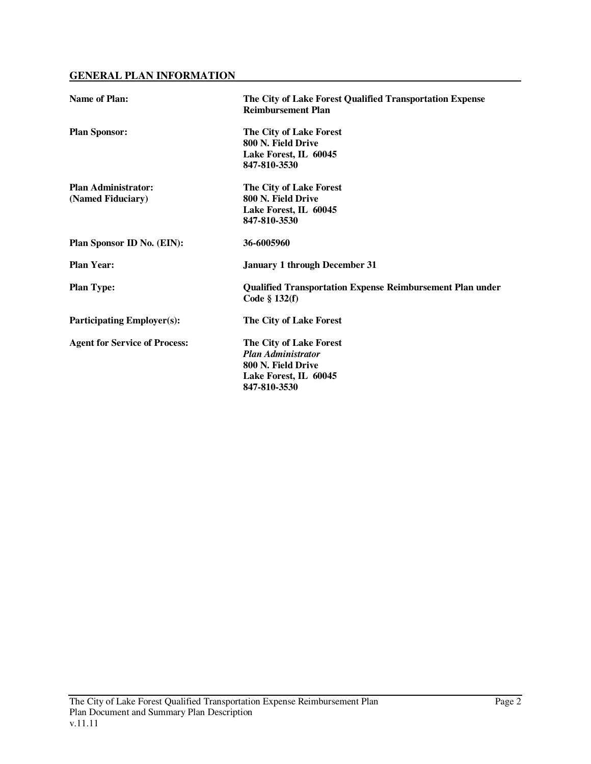## GENERAL PLAN INFORMATION

| | |
|---|---|
| **Name of Plan:** | **The City of Lake Forest Qualified Transportation Expense Reimbursement Plan** |
| **Plan Sponsor:** | **The City of Lake Forest**<br>**800 N. Field Drive**<br>**Lake Forest, IL 60045**<br>**847-810-3530** |
| **Plan Administrator:**<br>**(Named Fiduciary)** | **The City of Lake Forest**<br>**800 N. Field Drive**<br>**Lake Forest, IL 60045**<br>**847-810-3530** |
| **Plan Sponsor ID No. (EIN):** | **36-6005960** |
| **Plan Year:** | **January 1 through December 31** |
| **Plan Type:** | **Qualified Transportation Expense Reimbursement Plan under Code § 132(f)** |
| **Participating Employer(s):** | **The City of Lake Forest** |
| **Agent for Service of Process:** | **The City of Lake Forest**<br>***Plan Administrator***<br>**800 N. Field Drive**<br>**Lake Forest, IL 60045**<br>**847-810-3530** |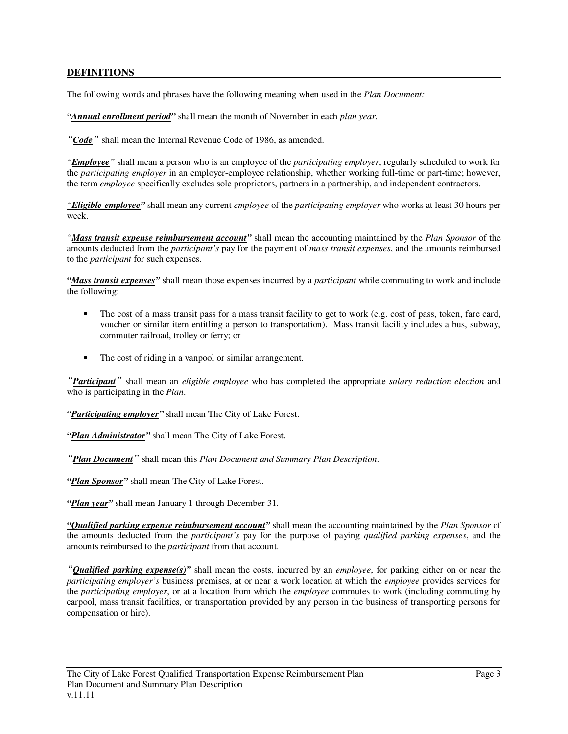## DEFINITIONS

The following words and phrases have the following meaning when used in the *Plan Document:*

***"Annual enrollment period"*** shall mean the month of November in each *plan year*.

***"Code"*** shall mean the Internal Revenue Code of 1986, as amended.

***"Employee"*** shall mean a person who is an employee of the *participating employer*, regularly scheduled to work for the *participating employer* in an employer-employee relationship, whether working full-time or part-time; however, the term *employee* specifically excludes sole proprietors, partners in a partnership, and independent contractors.

***"Eligible employee"*** shall mean any current *employee* of the *participating employer* who works at least 30 hours per week.

***"Mass transit expense reimbursement account"*** shall mean the accounting maintained by the *Plan Sponsor* of the amounts deducted from the *participant's* pay for the payment of *mass transit expenses*, and the amounts reimbursed to the *participant* for such expenses.

***"Mass transit expenses"*** shall mean those expenses incurred by a *participant* while commuting to work and include the following:

- The cost of a mass transit pass for a mass transit facility to get to work (e.g. cost of pass, token, fare card, voucher or similar item entitling a person to transportation). Mass transit facility includes a bus, subway, commuter railroad, trolley or ferry; or
- The cost of riding in a vanpool or similar arrangement.

***"Participant"*** shall mean an *eligible employee* who has completed the appropriate *salary reduction election* and who is participating in the *Plan*.

***"Participating employer"*** shall mean The City of Lake Forest.

***"Plan Administrator"*** shall mean The City of Lake Forest.

***"Plan Document"*** shall mean this *Plan Document and Summary Plan Description*.

***"Plan Sponsor"*** shall mean The City of Lake Forest.

***"Plan year"*** shall mean January 1 through December 31.

***"Qualified parking expense reimbursement account"*** shall mean the accounting maintained by the *Plan Sponsor* of the amounts deducted from the *participant's* pay for the purpose of paying *qualified parking expenses*, and the amounts reimbursed to the *participant* from that account.

***"Qualified parking expense(s)"*** shall mean the costs, incurred by an *employee*, for parking either on or near the *participating employer's* business premises, at or near a work location at which the *employee* provides services for the *participating employer*, or at a location from which the *employee* commutes to work (including commuting by carpool, mass transit facilities, or transportation provided by any person in the business of transporting persons for compensation or hire).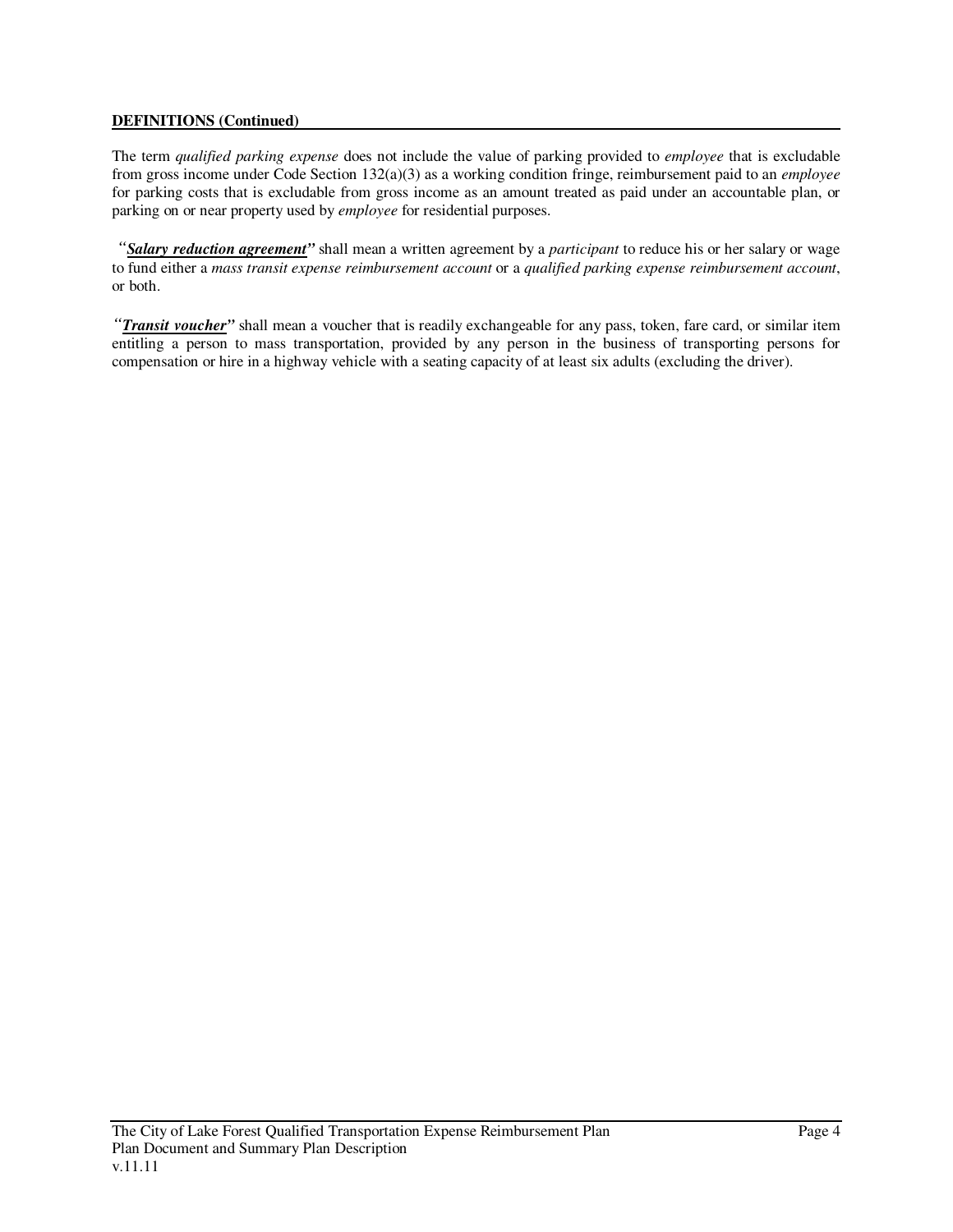**DEFINITIONS (Continued)**

The term *qualified parking expense* does not include the value of parking provided to *employee* that is excludable from gross income under Code Section 132(a)(3) as a working condition fringe, reimbursement paid to an *employee* for parking costs that is excludable from gross income as an amount treated as paid under an accountable plan, or parking on or near property used by *employee* for residential purposes.

***"Salary reduction agreement"*** shall mean a written agreement by a *participant* to reduce his or her salary or wage to fund either a *mass transit expense reimbursement account* or a *qualified parking expense reimbursement account*, or both.

***"Transit voucher"*** shall mean a voucher that is readily exchangeable for any pass, token, fare card, or similar item entitling a person to mass transportation, provided by any person in the business of transporting persons for compensation or hire in a highway vehicle with a seating capacity of at least six adults (excluding the driver).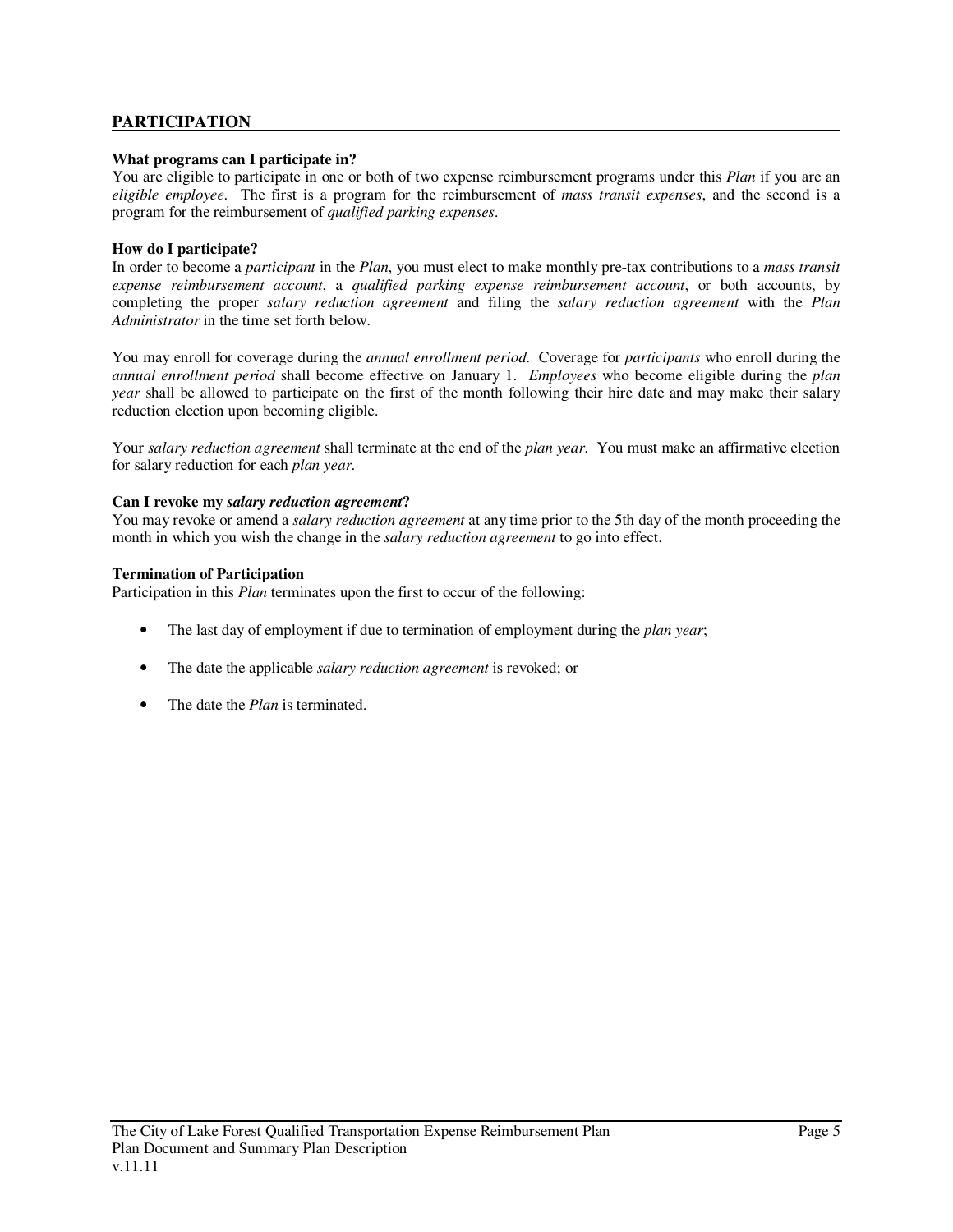## PARTICIPATION

**What programs can I participate in?**
You are eligible to participate in one or both of two expense reimbursement programs under this *Plan* if you are an *eligible employee*. The first is a program for the reimbursement of *mass transit expenses*, and the second is a program for the reimbursement of *qualified parking expenses*.

**How do I participate?**
In order to become a *participant* in the *Plan*, you must elect to make monthly pre-tax contributions to a *mass transit expense reimbursement account*, a *qualified parking expense reimbursement account*, or both accounts, by completing the proper *salary reduction agreement* and filing the *salary reduction agreement* with the *Plan Administrator* in the time set forth below.

You may enroll for coverage during the *annual enrollment period.* Coverage for *participants* who enroll during the *annual enrollment period* shall become effective on January 1. *Employees* who become eligible during the *plan year* shall be allowed to participate on the first of the month following their hire date and may make their salary reduction election upon becoming eligible.

Your *salary reduction agreement* shall terminate at the end of the *plan year.* You must make an affirmative election for salary reduction for each *plan year.*

**Can I revoke my *salary reduction agreement*?**
You may revoke or amend a *salary reduction agreement* at any time prior to the 5th day of the month proceeding the month in which you wish the change in the *salary reduction agreement* to go into effect.

**Termination of Participation**
Participation in this *Plan* terminates upon the first to occur of the following:

- The last day of employment if due to termination of employment during the *plan year*;
- The date the applicable *salary reduction agreement* is revoked; or
- The date the *Plan* is terminated.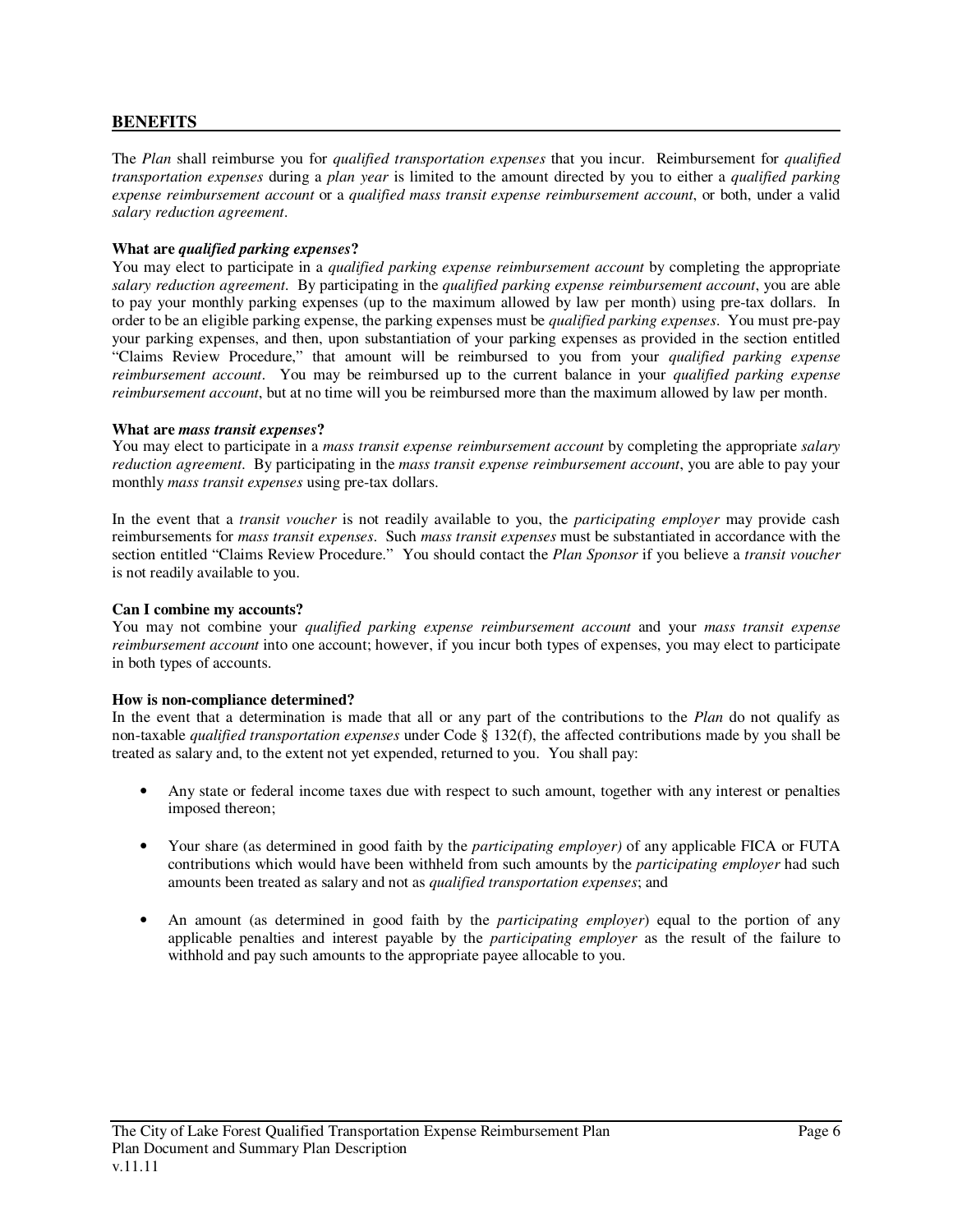## BENEFITS

The *Plan* shall reimburse you for *qualified transportation expenses* that you incur. Reimbursement for *qualified transportation expenses* during a *plan year* is limited to the amount directed by you to either a *qualified parking expense reimbursement account* or a *qualified mass transit expense reimbursement account*, or both, under a valid *salary reduction agreement*.

**What are *qualified parking expenses*?**

You may elect to participate in a *qualified parking expense reimbursement account* by completing the appropriate *salary reduction agreement*. By participating in the *qualified parking expense reimbursement account*, you are able to pay your monthly parking expenses (up to the maximum allowed by law per month) using pre-tax dollars. In order to be an eligible parking expense, the parking expenses must be *qualified parking expenses*. You must pre-pay your parking expenses, and then, upon substantiation of your parking expenses as provided in the section entitled "Claims Review Procedure," that amount will be reimbursed to you from your *qualified parking expense reimbursement account*. You may be reimbursed up to the current balance in your *qualified parking expense reimbursement account*, but at no time will you be reimbursed more than the maximum allowed by law per month.

**What are *mass transit expenses*?**

You may elect to participate in a *mass transit expense reimbursement account* by completing the appropriate *salary reduction agreement*. By participating in the *mass transit expense reimbursement account*, you are able to pay your monthly *mass transit expenses* using pre-tax dollars.

In the event that a *transit voucher* is not readily available to you, the *participating employer* may provide cash reimbursements for *mass transit expenses*. Such *mass transit expenses* must be substantiated in accordance with the section entitled "Claims Review Procedure." You should contact the *Plan Sponsor* if you believe a *transit voucher* is not readily available to you.

**Can I combine my accounts?**

You may not combine your *qualified parking expense reimbursement account* and your *mass transit expense reimbursement account* into one account; however, if you incur both types of expenses, you may elect to participate in both types of accounts.

**How is non-compliance determined?**

In the event that a determination is made that all or any part of the contributions to the *Plan* do not qualify as non-taxable *qualified transportation expenses* under Code § 132(f), the affected contributions made by you shall be treated as salary and, to the extent not yet expended, returned to you. You shall pay:

- Any state or federal income taxes due with respect to such amount, together with any interest or penalties imposed thereon;
- Your share (as determined in good faith by the *participating employer)* of any applicable FICA or FUTA contributions which would have been withheld from such amounts by the *participating employer* had such amounts been treated as salary and not as *qualified transportation expenses*; and
- An amount (as determined in good faith by the *participating employer*) equal to the portion of any applicable penalties and interest payable by the *participating employer* as the result of the failure to withhold and pay such amounts to the appropriate payee allocable to you.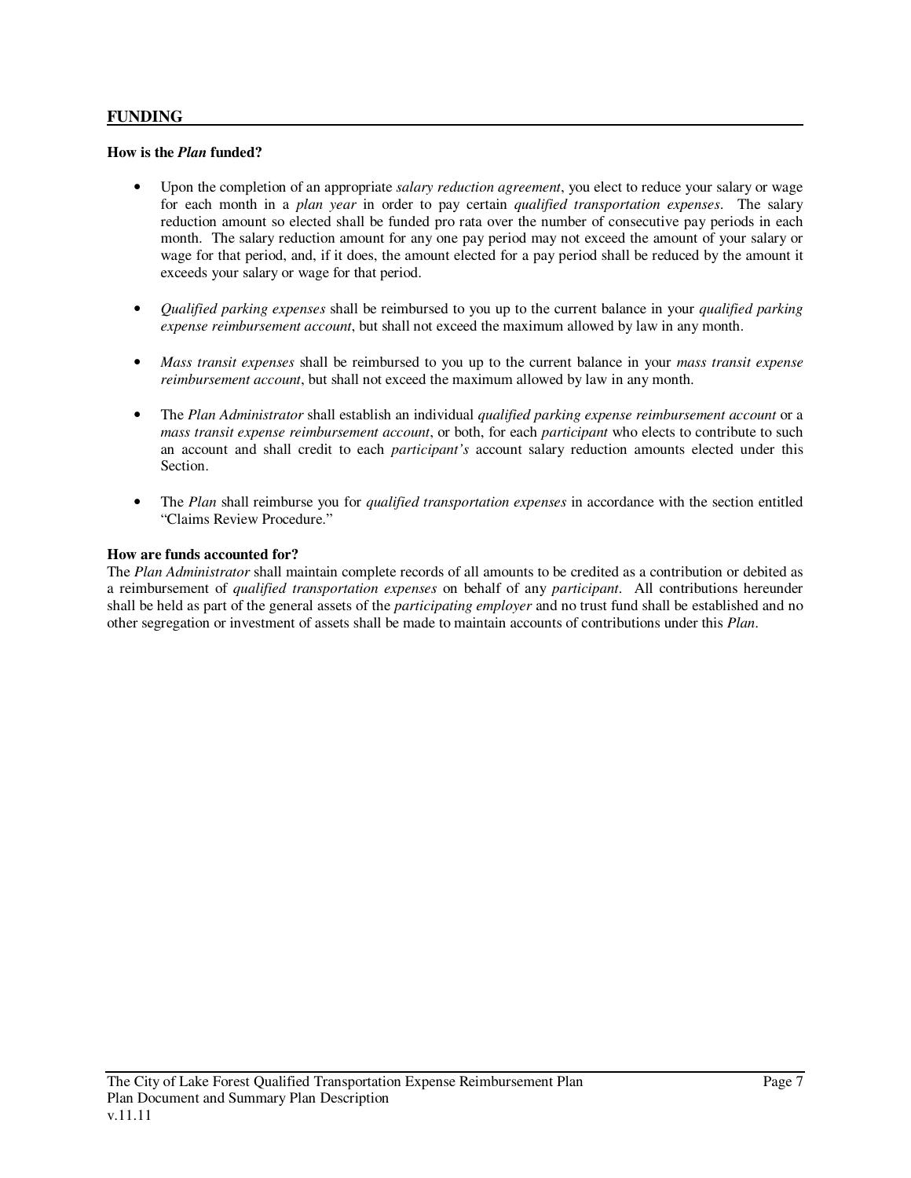## FUNDING

**How is the *Plan* funded?**

- Upon the completion of an appropriate *salary reduction agreement*, you elect to reduce your salary or wage for each month in a *plan year* in order to pay certain *qualified transportation expenses*. The salary reduction amount so elected shall be funded pro rata over the number of consecutive pay periods in each month. The salary reduction amount for any one pay period may not exceed the amount of your salary or wage for that period, and, if it does, the amount elected for a pay period shall be reduced by the amount it exceeds your salary or wage for that period.

- *Qualified parking expenses* shall be reimbursed to you up to the current balance in your *qualified parking expense reimbursement account*, but shall not exceed the maximum allowed by law in any month.

- *Mass transit expenses* shall be reimbursed to you up to the current balance in your *mass transit expense reimbursement account*, but shall not exceed the maximum allowed by law in any month.

- The *Plan Administrator* shall establish an individual *qualified parking expense reimbursement account* or a *mass transit expense reimbursement account*, or both, for each *participant* who elects to contribute to such an account and shall credit to each *participant's* account salary reduction amounts elected under this Section.

- The *Plan* shall reimburse you for *qualified transportation expenses* in accordance with the section entitled "Claims Review Procedure."

**How are funds accounted for?**

The *Plan Administrator* shall maintain complete records of all amounts to be credited as a contribution or debited as a reimbursement of *qualified transportation expenses* on behalf of any *participant*. All contributions hereunder shall be held as part of the general assets of the *participating employer* and no trust fund shall be established and no other segregation or investment of assets shall be made to maintain accounts of contributions under this *Plan*.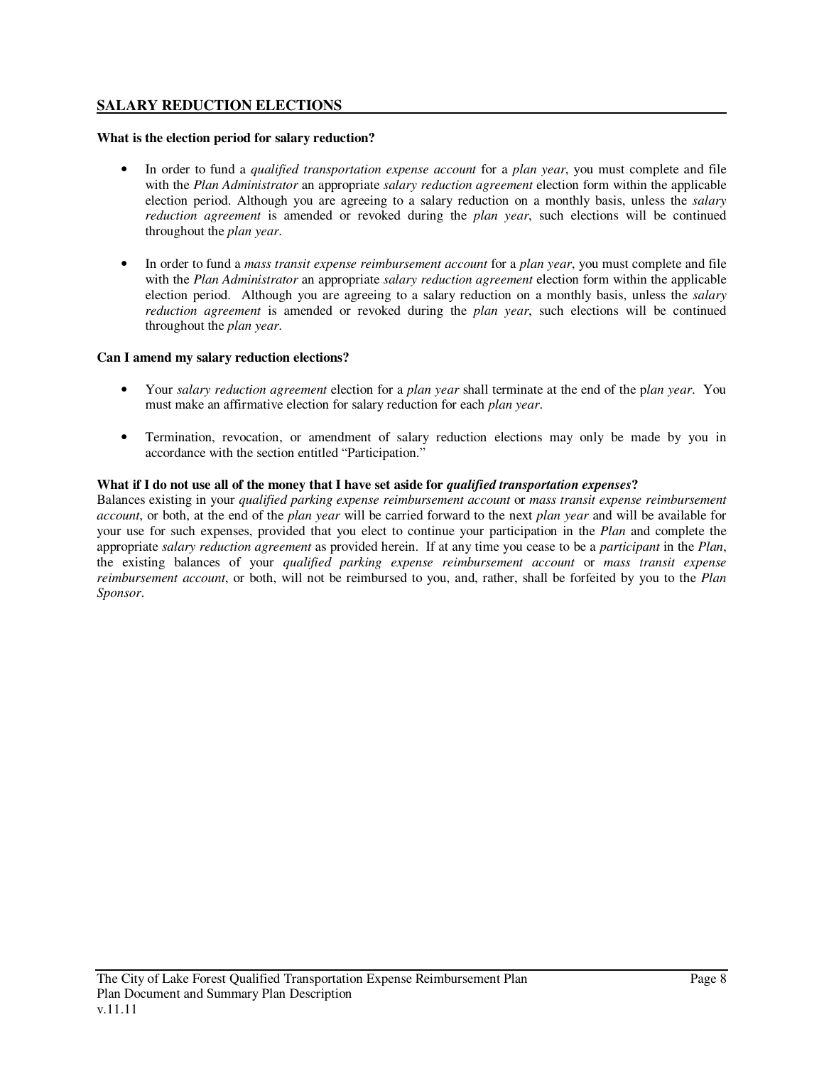## SALARY REDUCTION ELECTIONS

**What is the election period for salary reduction?**

- In order to fund a *qualified transportation expense account* for a *plan year*, you must complete and file with the *Plan Administrator* an appropriate *salary reduction agreement* election form within the applicable election period. Although you are agreeing to a salary reduction on a monthly basis, unless the *salary reduction agreement* is amended or revoked during the *plan year*, such elections will be continued throughout the *plan year*.

- In order to fund a *mass transit expense reimbursement account* for a *plan year*, you must complete and file with the *Plan Administrator* an appropriate *salary reduction agreement* election form within the applicable election period. Although you are agreeing to a salary reduction on a monthly basis, unless the *salary reduction agreement* is amended or revoked during the *plan year*, such elections will be continued throughout the *plan year*.

**Can I amend my salary reduction elections?**

- Your *salary reduction agreement* election for a *plan year* shall terminate at the end of the p*lan year*. You must make an affirmative election for salary reduction for each *plan year*.

- Termination, revocation, or amendment of salary reduction elections may only be made by you in accordance with the section entitled "Participation."

**What if I do not use all of the money that I have set aside for *qualified transportation expenses*?**

Balances existing in your *qualified parking expense reimbursement account* or *mass transit expense reimbursement account*, or both, at the end of the *plan year* will be carried forward to the next *plan year* and will be available for your use for such expenses, provided that you elect to continue your participation in the *Plan* and complete the appropriate *salary reduction agreement* as provided herein. If at any time you cease to be a *participant* in the *Plan*, the existing balances of your *qualified parking expense reimbursement account* or *mass transit expense reimbursement account*, or both, will not be reimbursed to you, and, rather, shall be forfeited by you to the *Plan Sponsor*.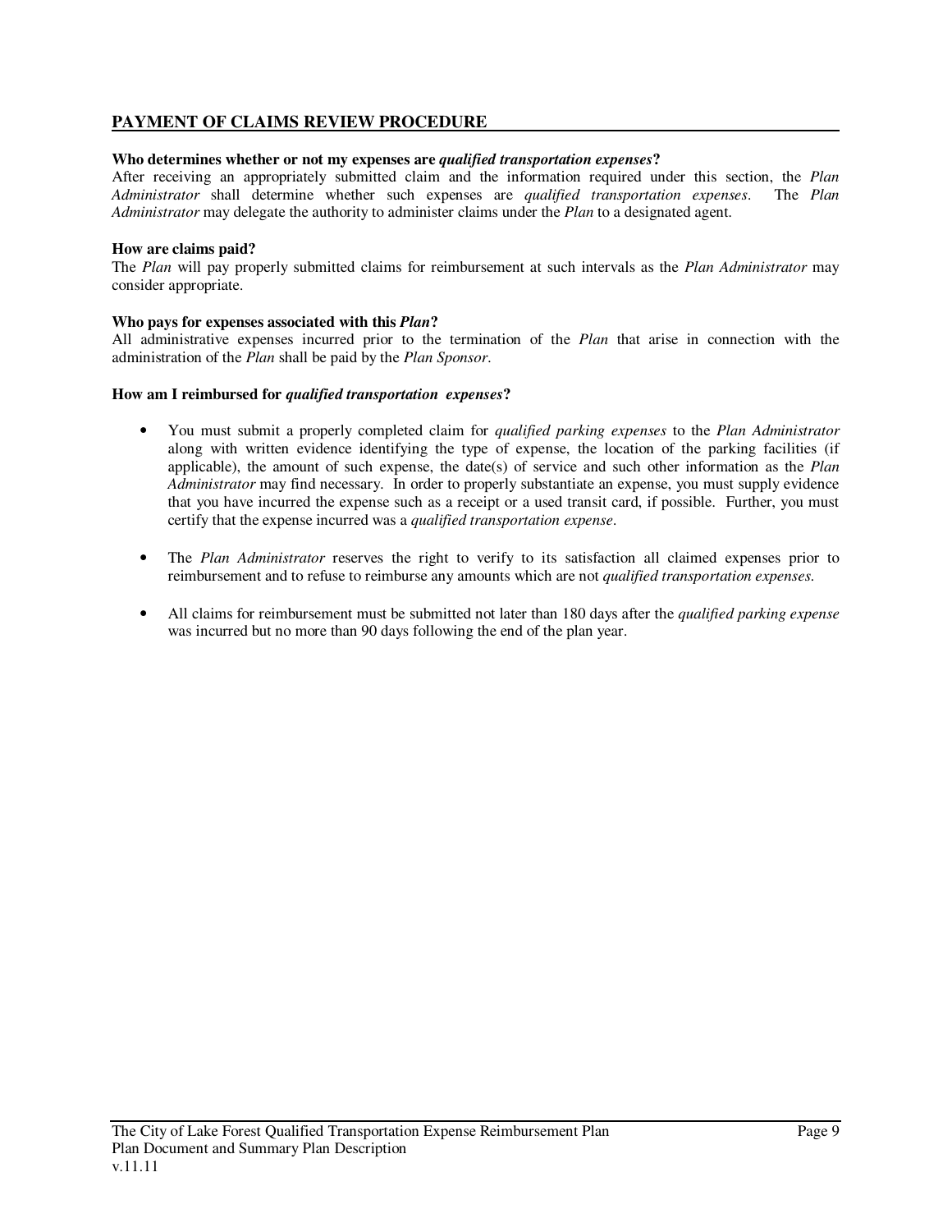## PAYMENT OF CLAIMS REVIEW PROCEDURE

**Who determines whether or not my expenses are *qualified transportation expenses*?**

After receiving an appropriately submitted claim and the information required under this section, the *Plan Administrator* shall determine whether such expenses are *qualified transportation expenses*. The *Plan Administrator* may delegate the authority to administer claims under the *Plan* to a designated agent.

**How are claims paid?**

The *Plan* will pay properly submitted claims for reimbursement at such intervals as the *Plan Administrator* may consider appropriate.

**Who pays for expenses associated with this *Plan*?**

All administrative expenses incurred prior to the termination of the *Plan* that arise in connection with the administration of the *Plan* shall be paid by the *Plan Sponsor*.

**How am I reimbursed for *qualified transportation expenses*?**

- You must submit a properly completed claim for *qualified parking expenses* to the *Plan Administrator* along with written evidence identifying the type of expense, the location of the parking facilities (if applicable), the amount of such expense, the date(s) of service and such other information as the *Plan Administrator* may find necessary. In order to properly substantiate an expense, you must supply evidence that you have incurred the expense such as a receipt or a used transit card, if possible. Further, you must certify that the expense incurred was a *qualified transportation expense*.

- The *Plan Administrator* reserves the right to verify to its satisfaction all claimed expenses prior to reimbursement and to refuse to reimburse any amounts which are not *qualified transportation expenses.*

- All claims for reimbursement must be submitted not later than 180 days after the *qualified parking expense* was incurred but no more than 90 days following the end of the plan year.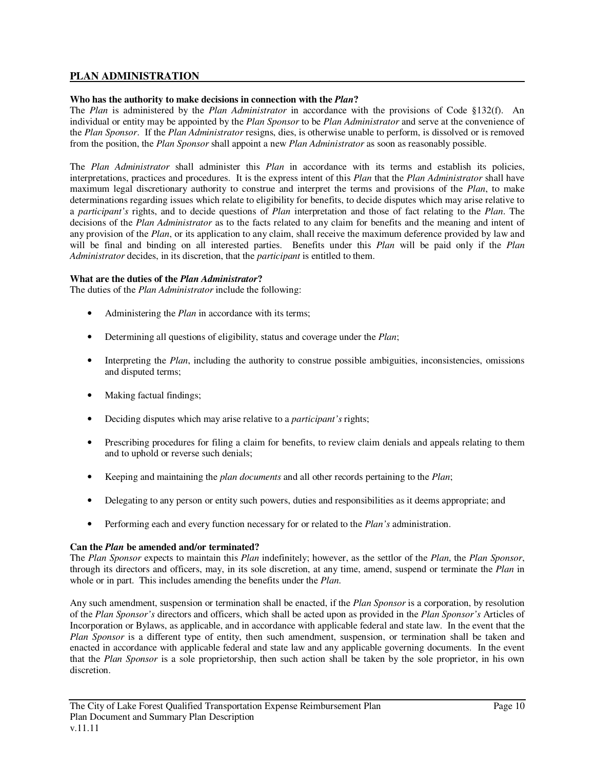## PLAN ADMINISTRATION

**Who has the authority to make decisions in connection with the *Plan*?**

The *Plan* is administered by the *Plan Administrator* in accordance with the provisions of Code §132(f). An individual or entity may be appointed by the *Plan Sponsor* to be *Plan Administrator* and serve at the convenience of the *Plan Sponsor*. If the *Plan Administrator* resigns, dies, is otherwise unable to perform, is dissolved or is removed from the position, the *Plan Sponsor* shall appoint a new *Plan Administrator* as soon as reasonably possible.

The *Plan Administrator* shall administer this *Plan* in accordance with its terms and establish its policies, interpretations, practices and procedures. It is the express intent of this *Plan* that the *Plan Administrator* shall have maximum legal discretionary authority to construe and interpret the terms and provisions of the *Plan*, to make determinations regarding issues which relate to eligibility for benefits, to decide disputes which may arise relative to a *participant's* rights, and to decide questions of *Plan* interpretation and those of fact relating to the *Plan*. The decisions of the *Plan Administrator* as to the facts related to any claim for benefits and the meaning and intent of any provision of the *Plan*, or its application to any claim, shall receive the maximum deference provided by law and will be final and binding on all interested parties. Benefits under this *Plan* will be paid only if the *Plan Administrator* decides, in its discretion, that the *participant* is entitled to them.

**What are the duties of the *Plan Administrator*?**

The duties of the *Plan Administrator* include the following:

- Administering the *Plan* in accordance with its terms;
- Determining all questions of eligibility, status and coverage under the *Plan*;
- Interpreting the *Plan*, including the authority to construe possible ambiguities, inconsistencies, omissions and disputed terms;
- Making factual findings;
- Deciding disputes which may arise relative to a *participant's* rights;
- Prescribing procedures for filing a claim for benefits, to review claim denials and appeals relating to them and to uphold or reverse such denials;
- Keeping and maintaining the *plan documents* and all other records pertaining to the *Plan*;
- Delegating to any person or entity such powers, duties and responsibilities as it deems appropriate; and
- Performing each and every function necessary for or related to the *Plan's* administration.

**Can the *Plan* be amended and/or terminated?**

The *Plan Sponsor* expects to maintain this *Plan* indefinitely; however, as the settlor of the *Plan*, the *Plan Sponsor*, through its directors and officers, may, in its sole discretion, at any time, amend, suspend or terminate the *Plan* in whole or in part. This includes amending the benefits under the *Plan*.

Any such amendment, suspension or termination shall be enacted, if the *Plan Sponsor* is a corporation, by resolution of the *Plan Sponsor's* directors and officers, which shall be acted upon as provided in the *Plan Sponsor's* Articles of Incorporation or Bylaws, as applicable, and in accordance with applicable federal and state law. In the event that the *Plan Sponsor* is a different type of entity, then such amendment, suspension, or termination shall be taken and enacted in accordance with applicable federal and state law and any applicable governing documents. In the event that the *Plan Sponsor* is a sole proprietorship, then such action shall be taken by the sole proprietor, in his own discretion.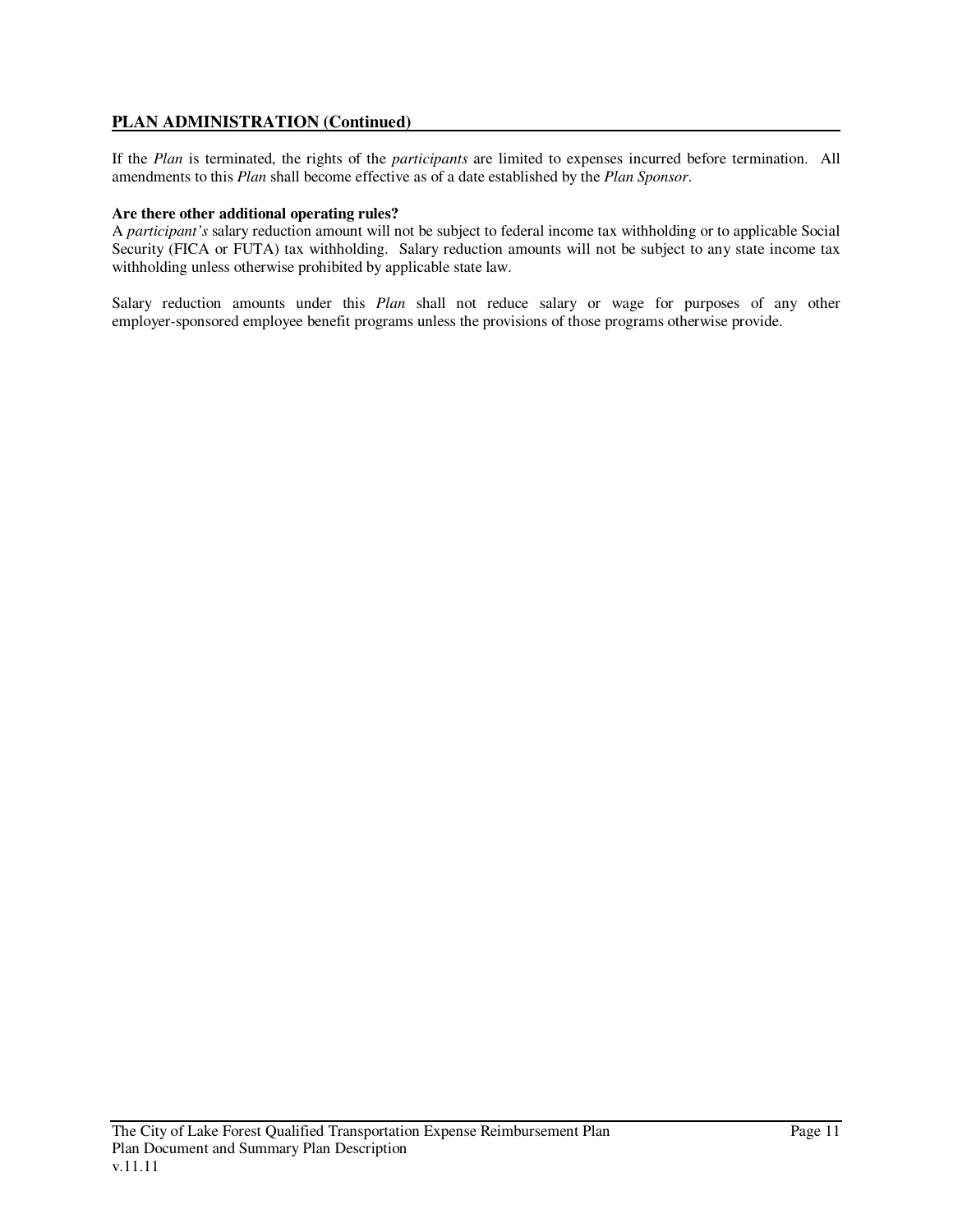## PLAN ADMINISTRATION (Continued)

If the *Plan* is terminated, the rights of the *participants* are limited to expenses incurred before termination. All amendments to this *Plan* shall become effective as of a date established by the *Plan Sponsor*.

**Are there other additional operating rules?**
A *participant's* salary reduction amount will not be subject to federal income tax withholding or to applicable Social Security (FICA or FUTA) tax withholding. Salary reduction amounts will not be subject to any state income tax withholding unless otherwise prohibited by applicable state law.

Salary reduction amounts under this *Plan* shall not reduce salary or wage for purposes of any other employer-sponsored employee benefit programs unless the provisions of those programs otherwise provide.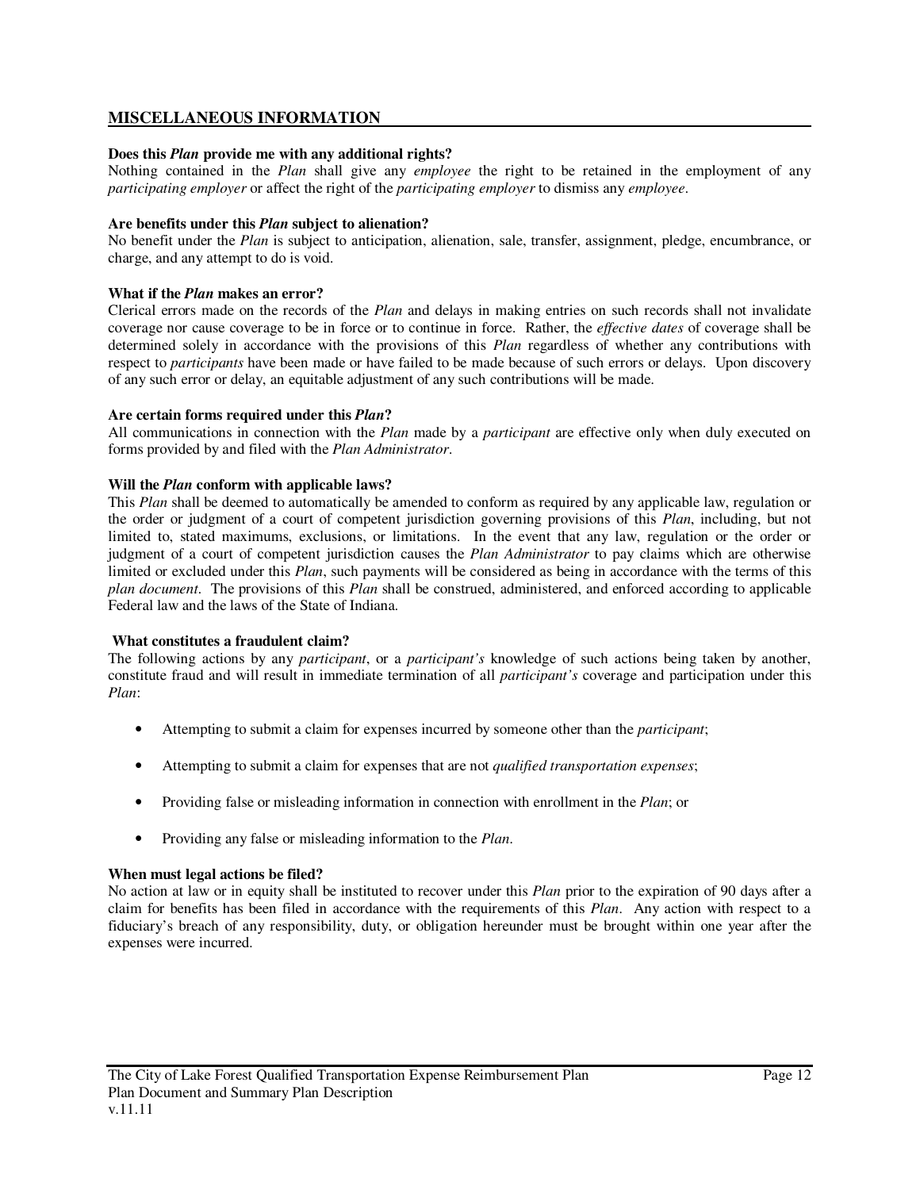## MISCELLANEOUS INFORMATION

**Does this *Plan* provide me with any additional rights?**
Nothing contained in the *Plan* shall give any *employee* the right to be retained in the employment of any *participating employer* or affect the right of the *participating employer* to dismiss any *employee*.

**Are benefits under this *Plan* subject to alienation?**
No benefit under the *Plan* is subject to anticipation, alienation, sale, transfer, assignment, pledge, encumbrance, or charge, and any attempt to do is void.

**What if the *Plan* makes an error?**
Clerical errors made on the records of the *Plan* and delays in making entries on such records shall not invalidate coverage nor cause coverage to be in force or to continue in force. Rather, the *effective dates* of coverage shall be determined solely in accordance with the provisions of this *Plan* regardless of whether any contributions with respect to *participants* have been made or have failed to be made because of such errors or delays. Upon discovery of any such error or delay, an equitable adjustment of any such contributions will be made.

**Are certain forms required under this *Plan*?**
All communications in connection with the *Plan* made by a *participant* are effective only when duly executed on forms provided by and filed with the *Plan Administrator*.

**Will the *Plan* conform with applicable laws?**
This *Plan* shall be deemed to automatically be amended to conform as required by any applicable law, regulation or the order or judgment of a court of competent jurisdiction governing provisions of this *Plan*, including, but not limited to, stated maximums, exclusions, or limitations. In the event that any law, regulation or the order or judgment of a court of competent jurisdiction causes the *Plan Administrator* to pay claims which are otherwise limited or excluded under this *Plan*, such payments will be considered as being in accordance with the terms of this *plan document*. The provisions of this *Plan* shall be construed, administered, and enforced according to applicable Federal law and the laws of the State of Indiana.

**What constitutes a fraudulent claim?**
The following actions by any *participant*, or a *participant's* knowledge of such actions being taken by another, constitute fraud and will result in immediate termination of all *participant's* coverage and participation under this *Plan*:

- Attempting to submit a claim for expenses incurred by someone other than the *participant*;
- Attempting to submit a claim for expenses that are not *qualified transportation expenses*;
- Providing false or misleading information in connection with enrollment in the *Plan*; or
- Providing any false or misleading information to the *Plan*.

**When must legal actions be filed?**
No action at law or in equity shall be instituted to recover under this *Plan* prior to the expiration of 90 days after a claim for benefits has been filed in accordance with the requirements of this *Plan*. Any action with respect to a fiduciary's breach of any responsibility, duty, or obligation hereunder must be brought within one year after the expenses were incurred.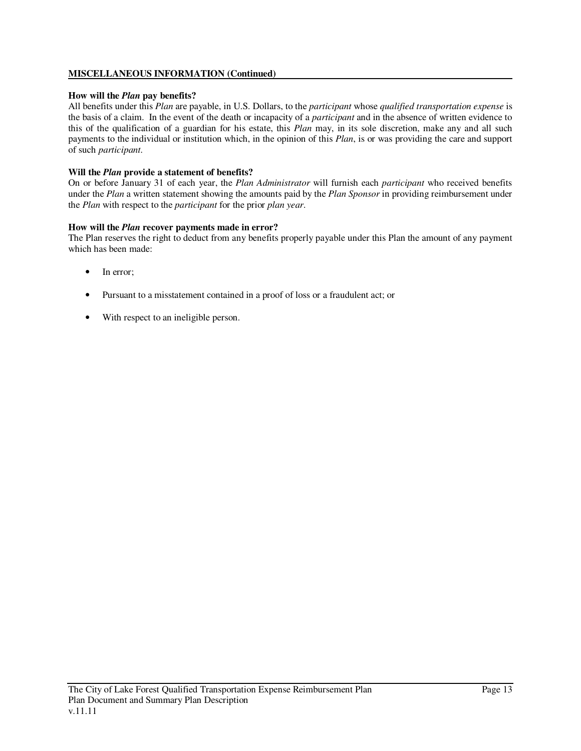**MISCELLANEOUS INFORMATION (Continued)**

**How will the *Plan* pay benefits?**
All benefits under this *Plan* are payable, in U.S. Dollars, to the *participant* whose *qualified transportation expense* is the basis of a claim. In the event of the death or incapacity of a *participant* and in the absence of written evidence to this of the qualification of a guardian for his estate, this *Plan* may, in its sole discretion, make any and all such payments to the individual or institution which, in the opinion of this *Plan*, is or was providing the care and support of such *participant*.

**Will the *Plan* provide a statement of benefits?**
On or before January 31 of each year, the *Plan Administrator* will furnish each *participant* who received benefits under the *Plan* a written statement showing the amounts paid by the *Plan Sponsor* in providing reimbursement under the *Plan* with respect to the *participant* for the prior *plan year*.

**How will the *Plan* recover payments made in error?**
The Plan reserves the right to deduct from any benefits properly payable under this Plan the amount of any payment which has been made:

- In error;
- Pursuant to a misstatement contained in a proof of loss or a fraudulent act; or
- With respect to an ineligible person.